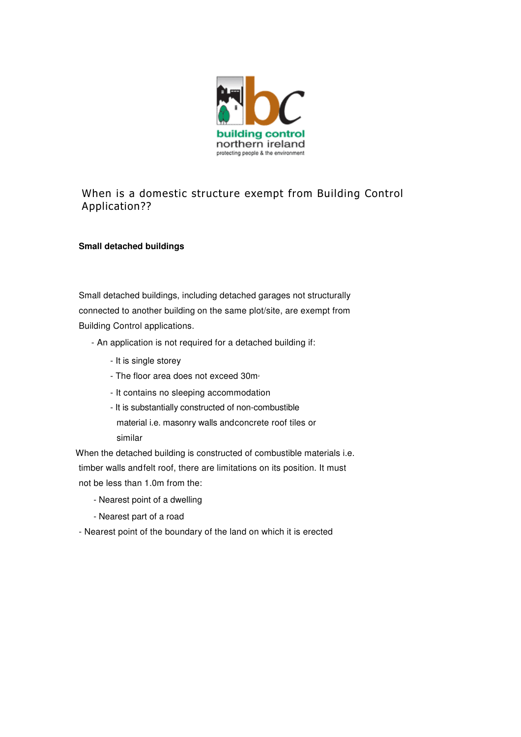building control
northern ireland
protecting people & the environment

# When is a domestic structure exempt from Building Control Application??

**Small detached buildings**

Small detached buildings, including detached garages not structurally connected to another building on the same plot/site, are exempt from Building Control applications.

- An application is not required for a detached building if:
  - It is single storey
  - The floor area does not exceed $30m^2$
  - It contains no sleeping accommodation
  - It is substantially constructed of non-combustible material i.e. masonry walls andconcrete roof tiles or similar

When the detached building is constructed of combustible materials i.e. timber walls andfelt roof, there are limitations on its position. It must not be less than 1.0m from the:

- Nearest point of a dwelling
- Nearest part of a road
- Nearest point of the boundary of the land on which it is erected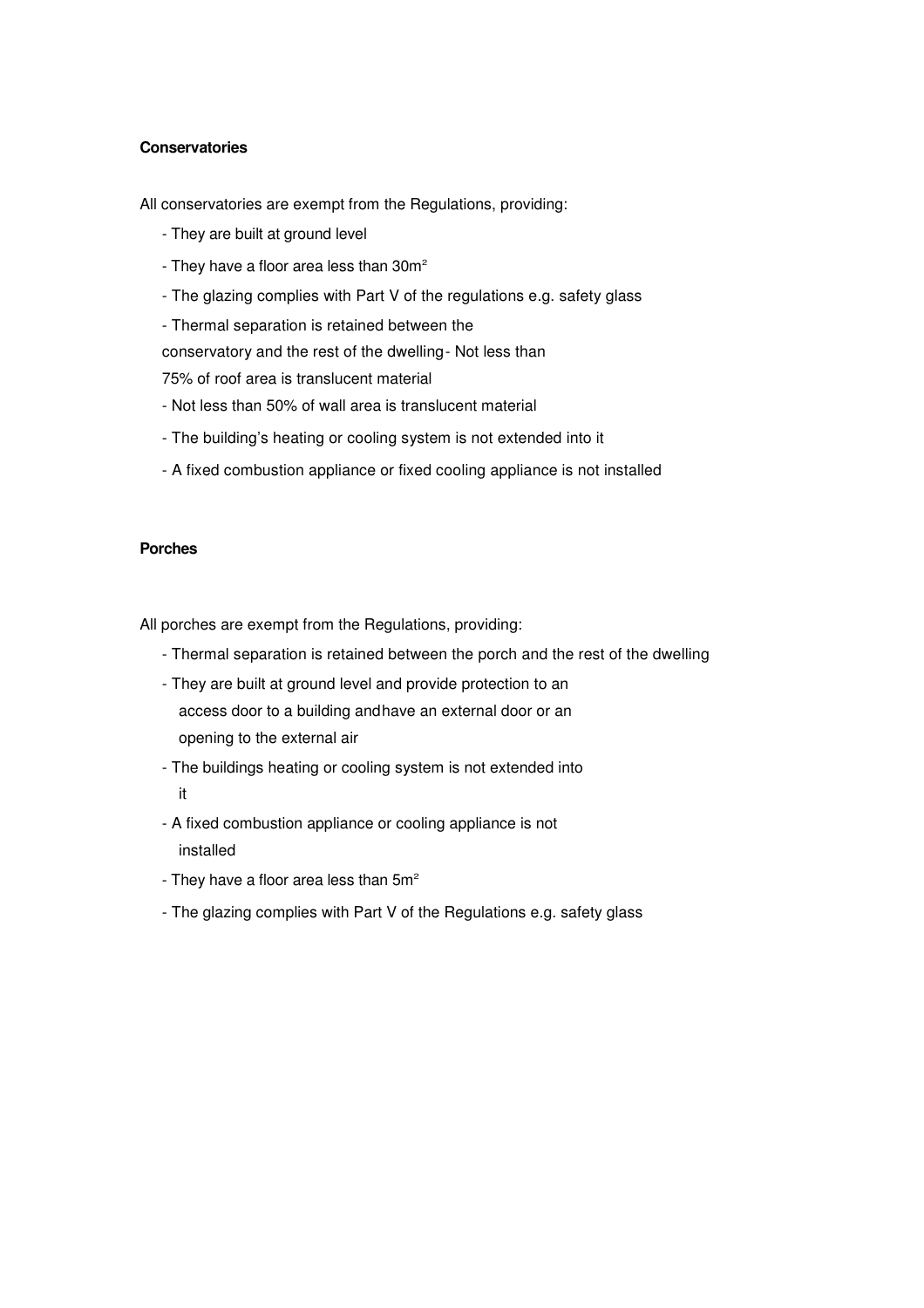**Conservatories**

All conservatories are exempt from the Regulations, providing:

- They are built at ground level
- They have a floor area less than 30m²
- The glazing complies with Part V of the regulations e.g. safety glass
- Thermal separation is retained between the conservatory and the rest of the dwelling- Not less than 75% of roof area is translucent material
- Not less than 50% of wall area is translucent material
- The building's heating or cooling system is not extended into it
- A fixed combustion appliance or fixed cooling appliance is not installed

**Porches**

All porches are exempt from the Regulations, providing:

- Thermal separation is retained between the porch and the rest of the dwelling
- They are built at ground level and provide protection to an access door to a building andhave an external door or an opening to the external air
- The buildings heating or cooling system is not extended into it
- A fixed combustion appliance or cooling appliance is not installed
- They have a floor area less than 5m²
- The glazing complies with Part V of the Regulations e.g. safety glass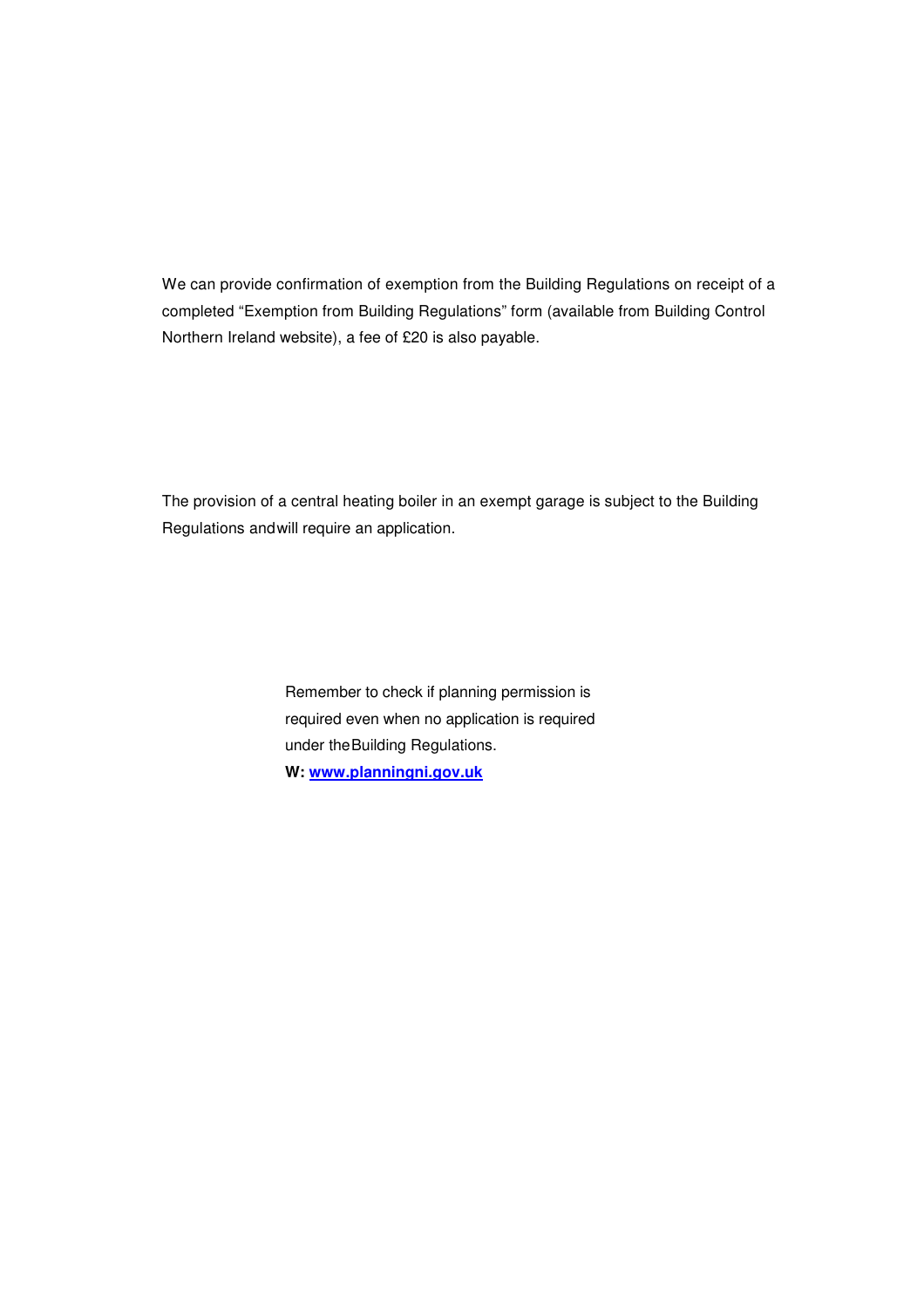We can provide confirmation of exemption from the Building Regulations on receipt of a completed "Exemption from Building Regulations" form (available from Building Control Northern Ireland website), a fee of £20 is also payable.

The provision of a central heating boiler in an exempt garage is subject to the Building Regulations and will require an application.

Remember to check if planning permission is required even when no application is required under the Building Regulations.
**W: [www.planningni.gov.uk](http://www.planningni.gov.uk)**